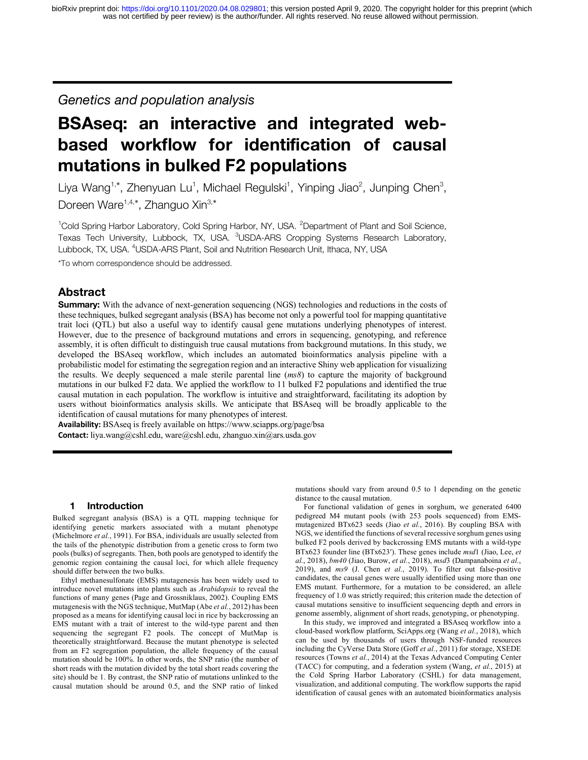Genetics and population analysis

# BSAseq: an interactive and integrated web-based workflow for identification of causal mutations in bulked F2 populations

Liya Wang[1,*], Zhenyuan Lu[1], Michael Regulski[1], Yinping Jiao[2], Junping Chen[3], Doreen Ware[1,4,*], Zhanguo Xin[3,*]

[1]Cold Spring Harbor Laboratory, Cold Spring Harbor, NY, USA. [2]Department of Plant and Soil Science, Texas Tech University, Lubbock, TX, USA. [3]USDA-ARS Cropping Systems Research Laboratory, Lubbock, TX, USA. [4]USDA-ARS Plant, Soil and Nutrition Research Unit, Ithaca, NY, USA

*To whom correspondence should be addressed.

## Abstract

**Summary:** With the advance of next-generation sequencing (NGS) technologies and reductions in the costs of these techniques, bulked segregant analysis (BSA) has become not only a powerful tool for mapping quantitative trait loci (QTL) but also a useful way to identify causal gene mutations underlying phenotypes of interest. However, due to the presence of background mutations and errors in sequencing, genotyping, and reference assembly, it is often difficult to distinguish true causal mutations from background mutations. In this study, we developed the BSAseq workflow, which includes an automated bioinformatics analysis pipeline with a probabilistic model for estimating the segregation region and an interactive Shiny web application for visualizing the results. We deeply sequenced a male sterile parental line (*ms8*) to capture the majority of background mutations in our bulked F2 data. We applied the workflow to 11 bulked F2 populations and identified the true causal mutation in each population. The workflow is intuitive and straightforward, facilitating its adoption by users without bioinformatics analysis skills. We anticipate that BSAseq will be broadly applicable to the identification of causal mutations for many phenotypes of interest.

**Availability:** BSAseq is freely available on https://www.sciapps.org/page/bsa

**Contact:** liya.wang@cshl.edu, ware@cshl.edu, zhanguo.xin@ars.usda.gov

## 1 Introduction

Bulked segregant analysis (BSA) is a QTL mapping technique for identifying genetic markers associated with a mutant phenotype (Michelmore *et al.*, 1991). For BSA, individuals are usually selected from the tails of the phenotypic distribution from a genetic cross to form two pools (bulks) of segregants. Then, both pools are genotyped to identify the genomic region containing the causal loci, for which allele frequency should differ between the two bulks.

Ethyl methanesulfonate (EMS) mutagenesis has been widely used to introduce novel mutations into plants such as *Arabidopsis* to reveal the functions of many genes (Page and Grossniklaus, 2002). Coupling EMS mutagenesis with the NGS technique, MutMap (Abe *et al.*, 2012) has been proposed as a means for identifying causal loci in rice by backcrossing an EMS mutant with a trait of interest to the wild-type parent and then sequencing the segregant F2 pools. The concept of MutMap is theoretically straightforward. Because the mutant phenotype is selected from an F2 segregation population, the allele frequency of the causal mutation should be 100%. In other words, the SNP ratio (the number of short reads with the mutation divided by the total short reads covering the site) should be 1. By contrast, the SNP ratio of mutations unlinked to the causal mutation should be around 0.5, and the SNP ratio of linked mutations should vary from around 0.5 to 1 depending on the genetic distance to the causal mutation.

For functional validation of genes in sorghum, we generated 6400 pedigreed M4 mutant pools (with 253 pools sequenced) from EMS-mutagenized BTx623 seeds (Jiao *et al.*, 2016). By coupling BSA with NGS, we identified the functions of several recessive sorghum genes using bulked F2 pools derived by backcrossing EMS mutants with a wild-type BTx623 founder line (BTx623′). These genes include *msd*1 (Jiao, Lee, *et al.*, 2018), *bm40* (Jiao, Burow, *et al.*, 2018), *msd*3 (Dampanaboina *et al.*, 2019), and *ms9* (J. Chen *et al.*, 2019). To filter out false-positive candidates, the causal genes were usually identified using more than one EMS mutant. Furthermore, for a mutation to be considered, an allele frequency of 1.0 was strictly required; this criterion made the detection of causal mutations sensitive to insufficient sequencing depth and errors in genome assembly, alignment of short reads, genotyping, or phenotyping.

In this study, we improved and integrated a BSAseq workflow into a cloud-based workflow platform, SciApps.org (Wang *et al.*, 2018), which can be used by thousands of users through NSF-funded resources including the CyVerse Data Store (Goff *et al.*, 2011) for storage, XSEDE resources (Towns *et al.*, 2014) at the Texas Advanced Computing Center (TACC) for computing, and a federation system (Wang, *et al.*, 2015) at the Cold Spring Harbor Laboratory (CSHL) for data management, visualization, and additional computing. The workflow supports the rapid identification of causal genes with an automated bioinformatics analysis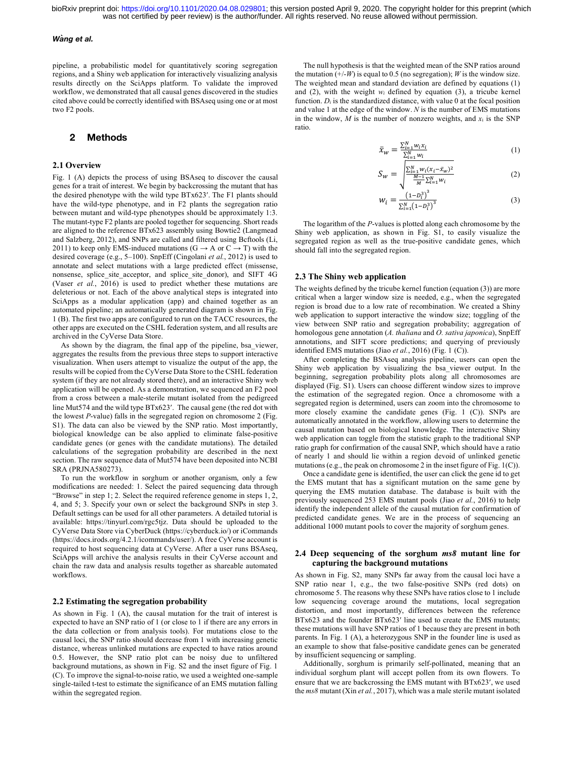pipeline, a probabilistic model for quantitatively scoring segregation regions, and a Shiny web application for interactively visualizing analysis results directly on the SciApps platform. To validate the improved workflow, we demonstrated that all causal genes discovered in the studies cited above could be correctly identified with BSAseq using one or at most two F2 pools.

## 2 Methods

### 2.1 Overview

Fig. 1 (A) depicts the process of using BSAseq to discover the causal genes for a trait of interest. We begin by backcrossing the mutant that has the desired phenotype with the wild type BTx623′. The F1 plants should have the wild-type phenotype, and in F2 plants the segregation ratio between mutant and wild-type phenotypes should be approximately 1:3. The mutant-type F2 plants are pooled together for sequencing. Short reads are aligned to the reference BTx623 assembly using Bowtie2 (Langmead and Salzberg, 2012), and SNPs are called and filtered using Bcftools (Li, 2011) to keep only EMS-induced mutations (G → A or C → T) with the desired coverage (e.g., 5–100). SnpEff (Cingolani *et al.*, 2012) is used to annotate and select mutations with a large predicted effect (missense, nonsense, splice_site_acceptor, and splice_site_donor), and SIFT 4G (Vaser *et al.*, 2016) is used to predict whether these mutations are deleterious or not. Each of the above analytical steps is integrated into SciApps as a modular application (app) and chained together as an automated pipeline; an automatically generated diagram is shown in Fig. 1 (B). The first two apps are configured to run on the TACC resources, the other apps are executed on the CSHL federation system, and all results are archived in the CyVerse Data Store.

As shown by the diagram, the final app of the pipeline, bsa_viewer, aggregates the results from the previous three steps to support interactive visualization. When users attempt to visualize the output of the app, the results will be copied from the CyVerse Data Store to the CSHL federation system (if they are not already stored there), and an interactive Shiny web application will be opened. As a demonstration, we sequenced an F2 pool from a cross between a male-sterile mutant isolated from the pedigreed line Mut574 and the wild type BTx623′. The causal gene (the red dot with the lowest *P*-value) falls in the segregated region on chromosome 2 (Fig. S1). The data can also be viewed by the SNP ratio. Most importantly, biological knowledge can be also applied to eliminate false-positive candidate genes (or genes with the candidate mutations). The detailed calculations of the segregation probability are described in the next section. The raw sequence data of Mut574 have been deposited into NCBI SRA (PRJNA580273).

To run the workflow in sorghum or another organism, only a few modifications are needed: 1. Select the paired sequencing data through "Browse" in step 1; 2. Select the required reference genome in steps 1, 2, 4, and 5; 3. Specify your own or select the background SNPs in step 3. Default settings can be used for all other parameters. A detailed tutorial is available: https://tinyurl.com/rgc5tjz. Data should be uploaded to the CyVerse Data Store via CyberDuck (https://cyberduck.io/) or iCommands (https://docs.irods.org/4.2.1/icommands/user/). A free CyVerse account is required to host sequencing data at CyVerse. After a user runs BSAseq, SciApps will archive the analysis results in their CyVerse account and chain the raw data and analysis results together as shareable automated workflows.

### 2.2 Estimating the segregation probability

As shown in Fig. 1 (A), the causal mutation for the trait of interest is expected to have an SNP ratio of 1 (or close to 1 if there are any errors in the data collection or from analysis tools). For mutations close to the causal loci, the SNP ratio should decrease from 1 with increasing genetic distance, whereas unlinked mutations are expected to have ratios around 0.5. However, the SNP ratio plot can be noisy due to unfiltered background mutations, as shown in Fig. S2 and the inset figure of Fig. 1 (C). To improve the signal-to-noise ratio, we used a weighted one-sample single-tailed t-test to estimate the significance of an EMS mutation falling within the segregated region.

The null hypothesis is that the weighted mean of the SNP ratios around the mutation (+/-$W$) is equal to 0.5 (no segregation); $W$ is the window size. The weighted mean and standard deviation are defined by equations (1) and (2), with the weight $w_i$ defined by equation (3), a tricube kernel function. $D_i$ is the standardized distance, with value 0 at the focal position and value 1 at the edge of the window. $N$ is the number of EMS mutations in the window, $M$ is the number of nonzero weights, and $x_i$ is the SNP ratio.

$$\bar{x}_w = \frac{\sum_{i=1}^{N} w_i x_i}{\sum_{i=1}^{N} w_i} \tag{1}$$

$$S_w = \sqrt{\frac{\sum_{i=1}^{N} w_i (x_i - \bar{x}_w)^2}{\frac{M-1}{M}\sum_{i=1}^{N} w_i}} \tag{2}$$

$$w_i = \frac{\left(1-D_i^3\right)^3}{\sum_{i=1}^{N}\left(1-D_i^3\right)^3} \tag{3}$$

The logarithm of the *P*-values is plotted along each chromosome by the Shiny web application, as shown in Fig. S1, to easily visualize the segregated region as well as the true-positive candidate genes, which should fall into the segregated region.

### 2.3 The Shiny web application

The weights defined by the tricube kernel function (equation (3)) are more critical when a larger window size is needed, e.g., when the segregated region is broad due to a low rate of recombination. We created a Shiny web application to support interactive window size; toggling of the view between SNP ratio and segregation probability; aggregation of homologous gene annotation (*A. thaliana* and *O. sativa japonica*), SnpEff annotations, and SIFT score predictions; and querying of previously identified EMS mutations (Jiao *et al.*, 2016) (Fig. 1 (C)).

After completing the BSAseq analysis pipeline, users can open the Shiny web application by visualizing the bsa_viewer output. In the beginning, segregation probability plots along all chromosomes are displayed (Fig. S1). Users can choose different window sizes to improve the estimation of the segregated region. Once a chromosome with a segregated region is determined, users can zoom into the chromosome to more closely examine the candidate genes (Fig. 1 (C)). SNPs are automatically annotated in the workflow, allowing users to determine the causal mutation based on biological knowledge. The interactive Shiny web application can toggle from the statistic graph to the traditional SNP ratio graph for confirmation of the causal SNP, which should have a ratio of nearly 1 and should lie within a region devoid of unlinked genetic mutations (e.g., the peak on chromosome 2 in the inset figure of Fig. 1(C)).

Once a candidate gene is identified, the user can click the gene id to get the EMS mutant that has a significant mutation on the same gene by querying the EMS mutation database. The database is built with the previously sequenced 253 EMS mutant pools (Jiao *et al.*, 2016) to help identify the independent allele of the causal mutation for confirmation of predicted candidate genes. We are in the process of sequencing an additional 1000 mutant pools to cover the majority of sorghum genes.

### 2.4 Deep sequencing of the sorghum *ms8* mutant line for capturing the background mutations

As shown in Fig. S2, many SNPs far away from the causal loci have a SNP ratio near 1, e.g., the two false-positive SNPs (red dots) on chromosome 5. The reasons why these SNPs have ratios close to 1 include low sequencing coverage around the mutations, local segregation distortion, and most importantly, differences between the reference BTx623 and the founder BTx623′ line used to create the EMS mutants; these mutations will have SNP ratios of 1 because they are present in both parents. In Fig. 1 (A), a heterozygous SNP in the founder line is used as an example to show that false-positive candidate genes can be generated by insufficient sequencing or sampling.

Additionally, sorghum is primarily self-pollinated, meaning that an individual sorghum plant will accept pollen from its own flowers. To ensure that we are backcrossing the EMS mutant with BTx623′, we used the *ms8* mutant (Xin *et al.*, 2017), which was a male sterile mutant isolated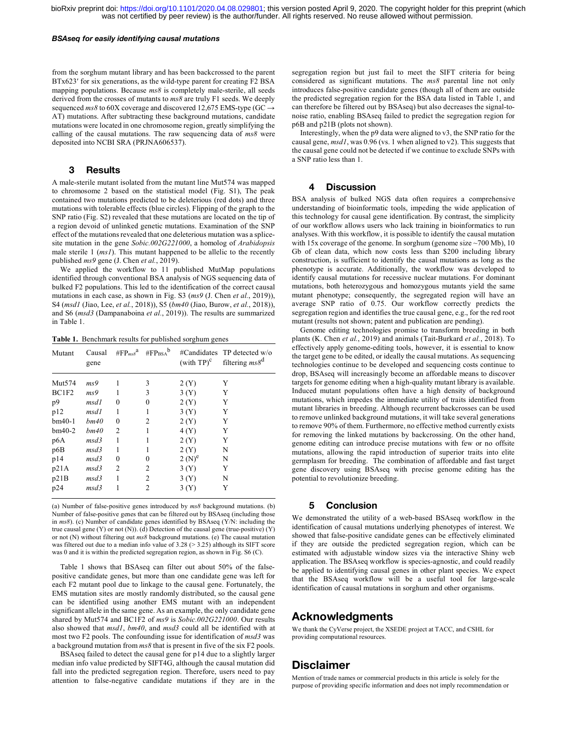from the sorghum mutant library and has been backcrossed to the parent BTx623' for six generations, as the wild-type parent for creating F2 BSA mapping populations. Because *ms8* is completely male-sterile, all seeds derived from the crosses of mutants to *ms8* are truly F1 seeds. We deeply sequenced *ms8* to 60X coverage and discovered 12,675 EMS-type (GC → AT) mutations. After subtracting these background mutations, candidate mutations were located in one chromosome region, greatly simplifying the calling of the causal mutations. The raw sequencing data of *ms8* were deposited into NCBI SRA (PRJNA606537).

## 3 Results

A male-sterile mutant isolated from the mutant line Mut574 was mapped to chromosome 2 based on the statistical model (Fig. S1), The peak contained two mutations predicted to be deleterious (red dots) and three mutations with tolerable effects (blue circles). Flipping of the graph to the SNP ratio (Fig. S2) revealed that these mutations are located on the tip of a region devoid of unlinked genetic mutations. Examination of the SNP effect of the mutations revealed that one deleterious mutation was a splice-site mutation in the gene *Sobic.002G221000*, a homolog of *Arabidopsis* male sterile 1 (*ms1*). This mutant happened to be allelic to the recently published *ms9* gene (J. Chen *et al.*, 2019).

We applied the workflow to 11 published MutMap populations identified through conventional BSA analysis of NGS sequencing data of bulked F2 populations. This led to the identification of the correct causal mutations in each case, as shown in Fig. S3 (*ms9* (J. Chen *et al.*, 2019)), S4 (*msd1* (Jiao, Lee, *et al.*, 2018)), S5 (*bm40* (Jiao, Burow, *et al.*, 2018)), and S6 (*msd3* (Dampanaboina *et al.*, 2019)). The results are summarized in Table 1.

**Table 1.** Benchmark results for published sorghum genes

| Mutant | Causal gene | $\#FP_{ms8}$[a] | $\#FP_{BSA}$[b] | #Candidates (with TP)[c] | TP detected w/o filtering *ms8*[d] |
|---|---|---|---|---|---|
| Mut574 | *ms9* | 1 | 3 | 2 (Y) | Y |
| BC1F2 | *ms9* | 1 | 3 | 3 (Y) | Y |
| p9 | *msd1* | 0 | 0 | 2 (Y) | Y |
| p12 | *msd1* | 1 | 1 | 3 (Y) | Y |
| bm40-1 | *bm40* | 0 | 2 | 2 (Y) | Y |
| bm40-2 | *bm40* | 2 | 1 | 4 (Y) | Y |
| p6A | *msd3* | 1 | 1 | 2 (Y) | Y |
| p6B | *msd3* | 1 | 1 | 2 (Y) | N |
| p14 | *msd3* | 0 | 0 | 2 (N)[e] | N |
| p21A | *msd3* | 2 | 2 | 3 (Y) | Y |
| p21B | *msd3* | 1 | 2 | 3 (Y) | N |
| p24 | *msd3* | 1 | 2 | 3 (Y) | Y |

(a) Number of false-positive genes introduced by *ms8* background mutations. (b) Number of false-positive genes that can be filtered out by BSAseq (including those in *ms8*). (c) Number of candidate genes identified by BSAseq (Y/N: including the true causal gene (Y) or not (N)). (d) Detection of the causal gene (true-positive) (Y) or not (N) without filtering out *ms8* background mutations. (e) The causal mutation was filtered out due to a median info value of 3.28 (> 3.25) although its SIFT score was 0 and it is within the predicted segregation region, as shown in Fig. S6 (C).

Table 1 shows that BSAseq can filter out about 50% of the false-positive candidate genes, but more than one candidate gene was left for each F2 mutant pool due to linkage to the causal gene. Fortunately, the EMS mutation sites are mostly randomly distributed, so the causal gene can be identified using another EMS mutant with an independent significant allele in the same gene. As an example, the only candidate gene shared by Mut574 and BC1F2 of *ms9* is *Sobic.002G221000*. Our results also showed that *msd1*, *bm40*, and *msd3* could all be identified with at most two F2 pools. The confounding issue for identification of *msd3* was a background mutation from *ms8* that is present in five of the six F2 pools.

BSAseq failed to detect the causal gene for p14 due to a slightly larger median info value predicted by SIFT4G, although the causal mutation did fall into the predicted segregation region. Therefore, users need to pay attention to false-negative candidate mutations if they are in the segregation region but just fail to meet the SIFT criteria for being considered as significant mutations. The *ms8* parental line not only introduces false-positive candidate genes (though all of them are outside the predicted segregation region for the BSA data listed in Table 1, and can therefore be filtered out by BSAseq) but also decreases the signal-to-noise ratio, enabling BSAseq failed to predict the segregation region for p6B and p21B (plots not shown).

Interestingly, when the p9 data were aligned to v3, the SNP ratio for the causal gene, *msd1*, was 0.96 (vs. 1 when aligned to v2). This suggests that the causal gene could not be detected if we continue to exclude SNPs with a SNP ratio less than 1.

## 4 Discussion

BSA analysis of bulked NGS data often requires a comprehensive understanding of bioinformatic tools, impeding the wide application of this technology for causal gene identification. By contrast, the simplicity of our workflow allows users who lack training in bioinformatics to run analyses. With this workflow, it is possible to identify the causal mutation with 15x coverage of the genome. In sorghum (genome size ~700 Mb), 10 Gb of clean data, which now costs less than $200 including library construction, is sufficient to identify the causal mutations as long as the phenotype is accurate. Additionally, the workflow was developed to identify causal mutations for recessive nuclear mutations. For dominant mutations, both heterozygous and homozygous mutants yield the same mutant phenotype; consequently, the segregated region will have an average SNP ratio of 0.75. Our workflow correctly predicts the segregation region and identifies the true causal gene, e.g., for the red root mutant (results not shown; patent and publication are pending).

Genome editing technologies promise to transform breeding in both plants (K. Chen *et al.*, 2019) and animals (Tait-Burkard *et al.*, 2018). To effectively apply genome-editing tools, however, it is essential to know the target gene to be edited, or ideally the causal mutations. As sequencing technologies continue to be developed and sequencing costs continue to drop, BSAseq will increasingly become an affordable means to discover targets for genome editing when a high-quality mutant library is available. Induced mutant populations often have a high density of background mutations, which impedes the immediate utility of traits identified from mutant libraries in breeding. Although recurrent backcrosses can be used to remove unlinked background mutations, it will take several generations to remove 90% of them. Furthermore, no effective method currently exists for removing the linked mutations by backcrossing. On the other hand, genome editing can introduce precise mutations with few or no offsite mutations, allowing the rapid introduction of superior traits into elite germplasm for breeding. The combination of affordable and fast target gene discovery using BSAseq with precise genome editing has the potential to revolutionize breeding.

## 5 Conclusion

We demonstrated the utility of a web-based BSAseq workflow in the identification of causal mutations underlying phenotypes of interest. We showed that false-positive candidate genes can be effectively eliminated if they are outside the predicted segregation region, which can be estimated with adjustable window sizes via the interactive Shiny web application. The BSAseq workflow is species-agnostic, and could readily be applied to identifying causal genes in other plant species. We expect that the BSAseq workflow will be a useful tool for large-scale identification of causal mutations in sorghum and other organisms.

# Acknowledgments

We thank the CyVerse project, the XSEDE project at TACC, and CSHL for providing computational resources.

# Disclaimer

Mention of trade names or commercial products in this article is solely for the purpose of providing specific information and does not imply recommendation or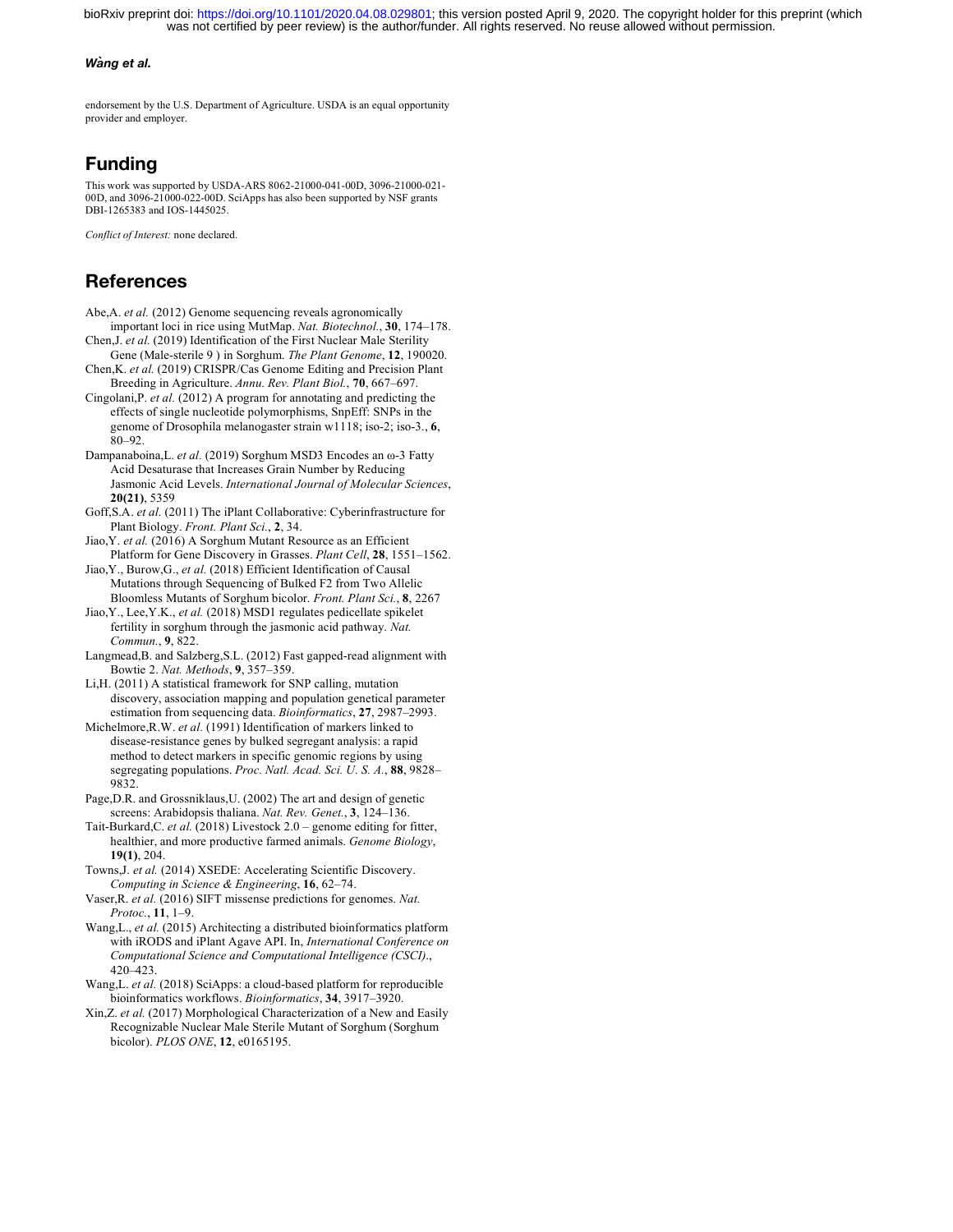endorsement by the U.S. Department of Agriculture. USDA is an equal opportunity provider and employer.

## Funding

This work was supported by USDA-ARS 8062-21000-041-00D, 3096-21000-021-00D, and 3096-21000-022-00D. SciApps has also been supported by NSF grants DBI-1265383 and IOS-1445025.

*Conflict of Interest:* none declared.

## References

Abe,A. *et al.* (2012) Genome sequencing reveals agronomically important loci in rice using MutMap. *Nat. Biotechnol.*, **30**, 174–178.

Chen,J. *et al.* (2019) Identification of the First Nuclear Male Sterility Gene (Male-sterile 9 ) in Sorghum. *The Plant Genome*, **12**, 190020.

Chen,K. *et al.* (2019) CRISPR/Cas Genome Editing and Precision Plant Breeding in Agriculture. *Annu. Rev. Plant Biol.*, **70**, 667–697.

Cingolani,P. *et al.* (2012) A program for annotating and predicting the effects of single nucleotide polymorphisms, SnpEff: SNPs in the genome of Drosophila melanogaster strain w1118; iso-2; iso-3., **6**, 80–92.

Dampanaboina,L. *et al.* (2019) Sorghum MSD3 Encodes an ω-3 Fatty Acid Desaturase that Increases Grain Number by Reducing Jasmonic Acid Levels. *International Journal of Molecular Sciences*, **20(21)**, 5359

Goff,S.A. *et al.* (2011) The iPlant Collaborative: Cyberinfrastructure for Plant Biology. *Front. Plant Sci.*, **2**, 34.

Jiao,Y. *et al.* (2016) A Sorghum Mutant Resource as an Efficient Platform for Gene Discovery in Grasses. *Plant Cell*, **28**, 1551–1562.

Jiao,Y., Burow,G., *et al.* (2018) Efficient Identification of Causal Mutations through Sequencing of Bulked F2 from Two Allelic Bloomless Mutants of Sorghum bicolor. *Front. Plant Sci.*, **8**, 2267

Jiao,Y., Lee,Y.K., *et al.* (2018) MSD1 regulates pedicellate spikelet fertility in sorghum through the jasmonic acid pathway. *Nat. Commun.*, **9**, 822.

Langmead,B. and Salzberg,S.L. (2012) Fast gapped-read alignment with Bowtie 2. *Nat. Methods*, **9**, 357–359.

Li,H. (2011) A statistical framework for SNP calling, mutation discovery, association mapping and population genetical parameter estimation from sequencing data. *Bioinformatics*, **27**, 2987–2993.

Michelmore,R.W. *et al.* (1991) Identification of markers linked to disease-resistance genes by bulked segregant analysis: a rapid method to detect markers in specific genomic regions by using segregating populations. *Proc. Natl. Acad. Sci. U. S. A.*, **88**, 9828–9832.

Page,D.R. and Grossniklaus,U. (2002) The art and design of genetic screens: Arabidopsis thaliana. *Nat. Rev. Genet.*, **3**, 124–136.

Tait-Burkard,C. *et al.* (2018) Livestock 2.0 – genome editing for fitter, healthier, and more productive farmed animals. *Genome Biology*, **19(1)**, 204.

Towns,J. *et al.* (2014) XSEDE: Accelerating Scientific Discovery. *Computing in Science & Engineering*, **16**, 62–74.

Vaser,R. *et al.* (2016) SIFT missense predictions for genomes. *Nat. Protoc.*, **11**, 1–9.

Wang,L., *et al.* (2015) Architecting a distributed bioinformatics platform with iRODS and iPlant Agave API. In, *International Conference on Computational Science and Computational Intelligence (CSCI).*, 420–423.

Wang,L. *et al.* (2018) SciApps: a cloud-based platform for reproducible bioinformatics workflows. *Bioinformatics*, **34**, 3917–3920.

Xin,Z. *et al.* (2017) Morphological Characterization of a New and Easily Recognizable Nuclear Male Sterile Mutant of Sorghum (Sorghum bicolor). *PLOS ONE*, **12**, e0165195.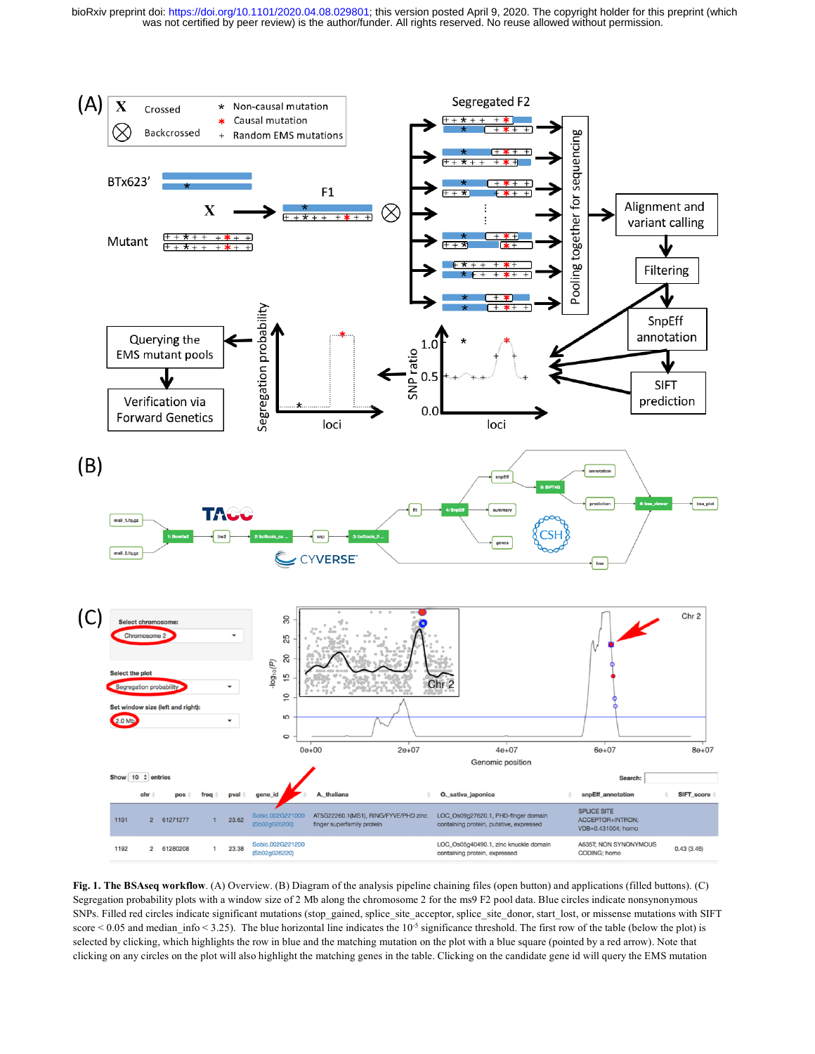**Fig. 1. The BSAseq workflow**. (A) Overview. (B) Diagram of the analysis pipeline chaining files (open button) and applications (filled buttons). (C) Segregation probability plots with a window size of 2 Mb along the chromosome 2 for the ms9 F2 pool data. Blue circles indicate nonsynonymous SNPs. Filled red circles indicate significant mutations (stop_gained, splice_site_acceptor, splice_site_donor, start_lost, or missense mutations with SIFT score < 0.05 and median_info < 3.25). The blue horizontal line indicates the $10^{-5}$ significance threshold. The first row of the table (below the plot) is selected by clicking, which highlights the row in blue and the matching mutation on the plot with a blue square (pointed by a red arrow). Note that clicking on any circles on the plot will also highlight the matching genes in the table. Clicking on the candidate gene id will query the EMS mutation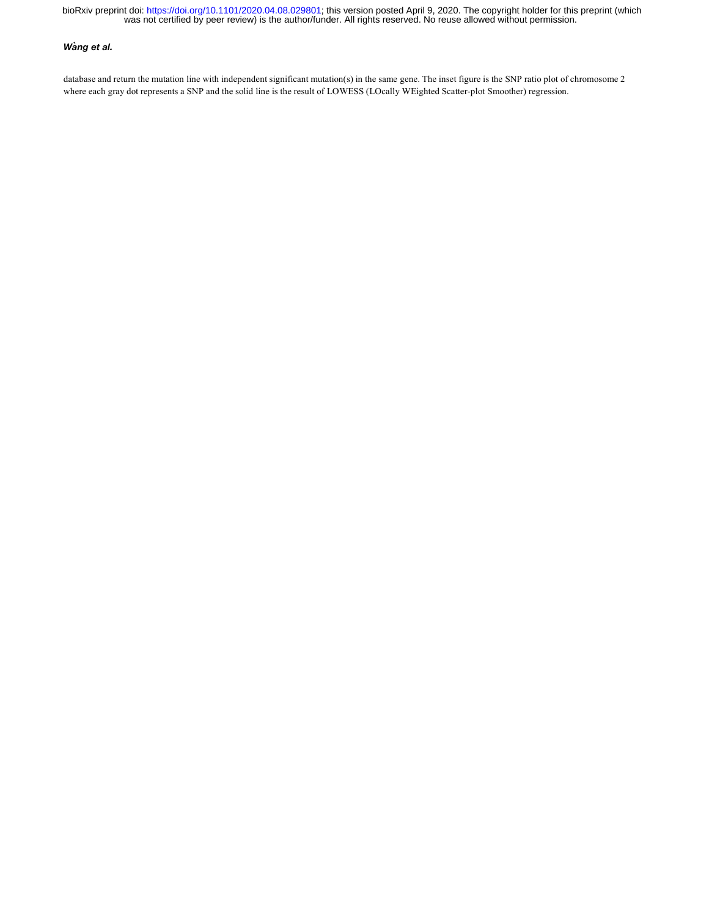database and return the mutation line with independent significant mutation(s) in the same gene. The inset figure is the SNP ratio plot of chromosome 2 where each gray dot represents a SNP and the solid line is the result of LOWESS (LOcally WEighted Scatter-plot Smoother) regression.